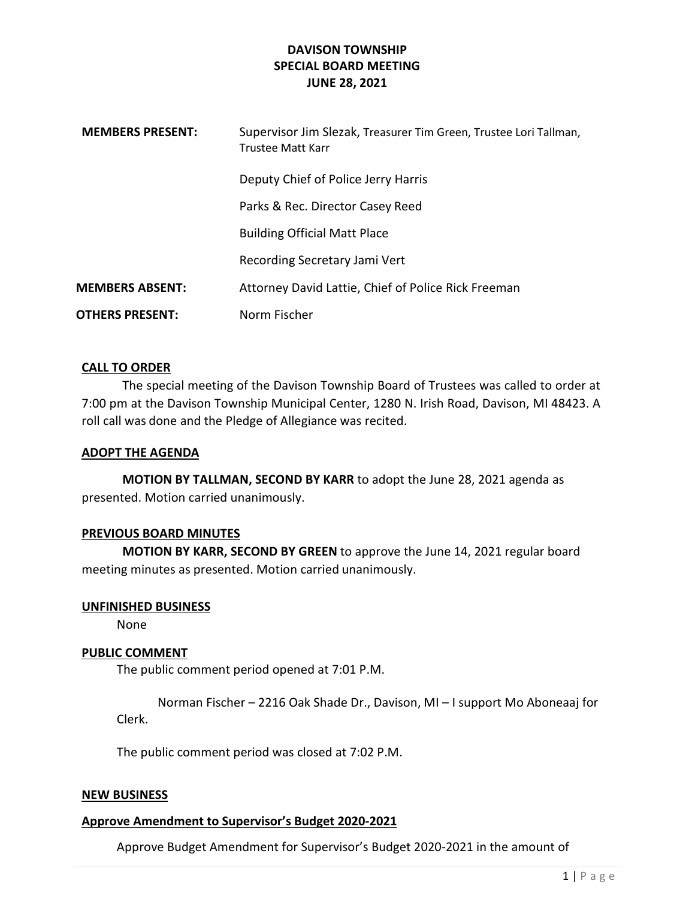**DAVISON TOWNSHIP**
**SPECIAL BOARD MEETING**
**JUNE 28, 2021**

**MEMBERS PRESENT:** Supervisor Jim Slezak, Treasurer Tim Green, Trustee Lori Tallman, Trustee Matt Karr

Deputy Chief of Police Jerry Harris

Parks & Rec. Director Casey Reed

Building Official Matt Place

Recording Secretary Jami Vert

**MEMBERS ABSENT:** Attorney David Lattie, Chief of Police Rick Freeman

**OTHERS PRESENT:** Norm Fischer

## CALL TO ORDER

The special meeting of the Davison Township Board of Trustees was called to order at 7:00 pm at the Davison Township Municipal Center, 1280 N. Irish Road, Davison, MI 48423. A roll call was done and the Pledge of Allegiance was recited.

## ADOPT THE AGENDA

**MOTION BY TALLMAN, SECOND BY KARR** to adopt the June 28, 2021 agenda as presented. Motion carried unanimously.

## PREVIOUS BOARD MINUTES

**MOTION BY KARR, SECOND BY GREEN** to approve the June 14, 2021 regular board meeting minutes as presented. Motion carried unanimously.

## UNFINISHED BUSINESS

None

## PUBLIC COMMENT

The public comment period opened at 7:01 P.M.

Norman Fischer – 2216 Oak Shade Dr., Davison, MI – I support Mo Aboneaaj for Clerk.

The public comment period was closed at 7:02 P.M.

## NEW BUSINESS

### Approve Amendment to Supervisor's Budget 2020-2021

Approve Budget Amendment for Supervisor's Budget 2020-2021 in the amount of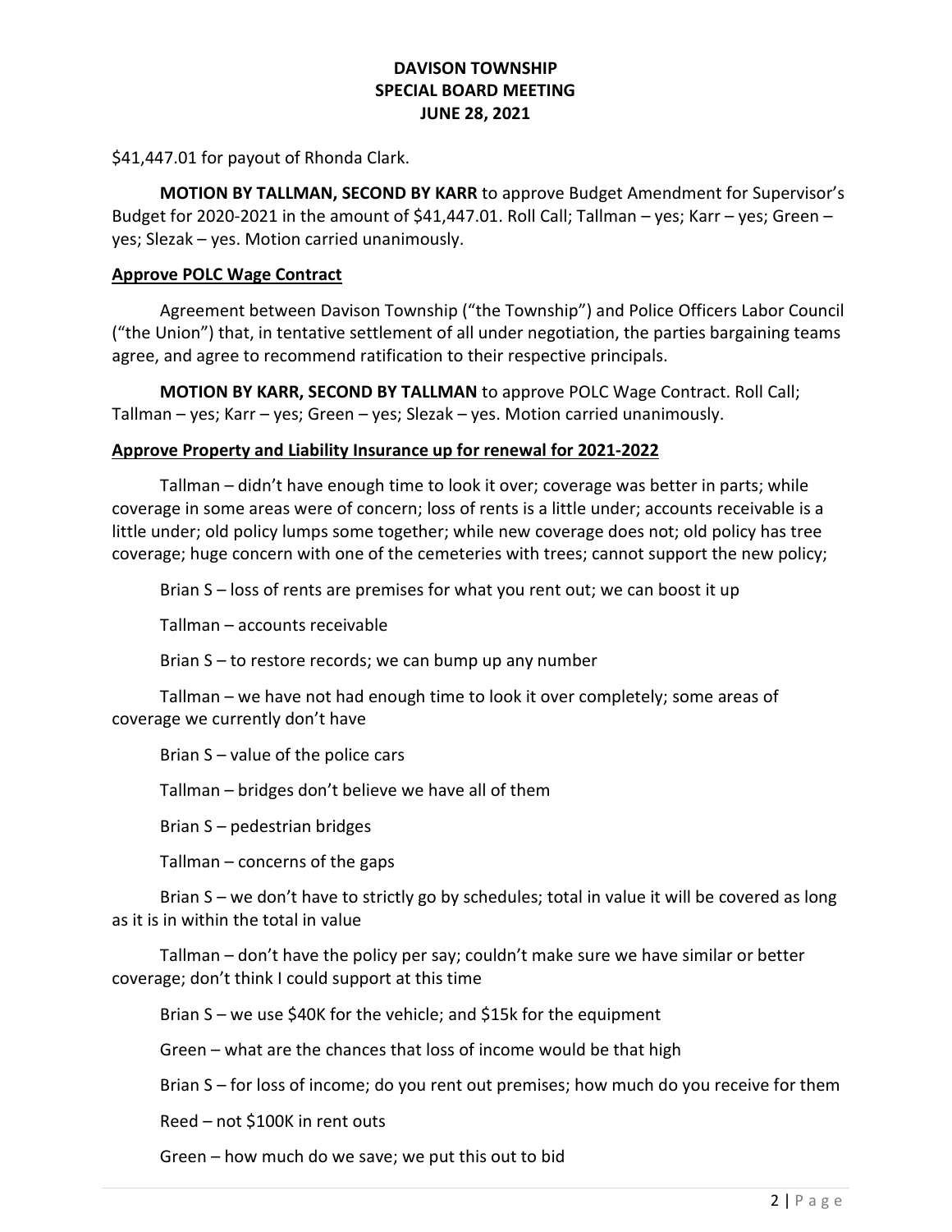$41,447.01 for payout of Rhonda Clark.

**MOTION BY TALLMAN, SECOND BY KARR** to approve Budget Amendment for Supervisor's Budget for 2020-2021 in the amount of $41,447.01. Roll Call; Tallman – yes; Karr – yes; Green – yes; Slezak – yes. Motion carried unanimously.

**Approve POLC Wage Contract**

Agreement between Davison Township ("the Township") and Police Officers Labor Council ("the Union") that, in tentative settlement of all under negotiation, the parties bargaining teams agree, and agree to recommend ratification to their respective principals.

**MOTION BY KARR, SECOND BY TALLMAN** to approve POLC Wage Contract. Roll Call; Tallman – yes; Karr – yes; Green – yes; Slezak – yes. Motion carried unanimously.

**Approve Property and Liability Insurance up for renewal for 2021-2022**

Tallman – didn't have enough time to look it over; coverage was better in parts; while coverage in some areas were of concern; loss of rents is a little under; accounts receivable is a little under; old policy lumps some together; while new coverage does not; old policy has tree coverage; huge concern with one of the cemeteries with trees; cannot support the new policy;

Brian S – loss of rents are premises for what you rent out; we can boost it up

Tallman – accounts receivable

Brian S – to restore records; we can bump up any number

Tallman – we have not had enough time to look it over completely; some areas of coverage we currently don't have

Brian S – value of the police cars

Tallman – bridges don't believe we have all of them

Brian S – pedestrian bridges

Tallman – concerns of the gaps

Brian S – we don't have to strictly go by schedules; total in value it will be covered as long as it is in within the total in value

Tallman – don't have the policy per say; couldn't make sure we have similar or better coverage; don't think I could support at this time

Brian S – we use $40K for the vehicle; and $15k for the equipment

Green – what are the chances that loss of income would be that high

Brian S – for loss of income; do you rent out premises; how much do you receive for them

Reed – not $100K in rent outs

Green – how much do we save; we put this out to bid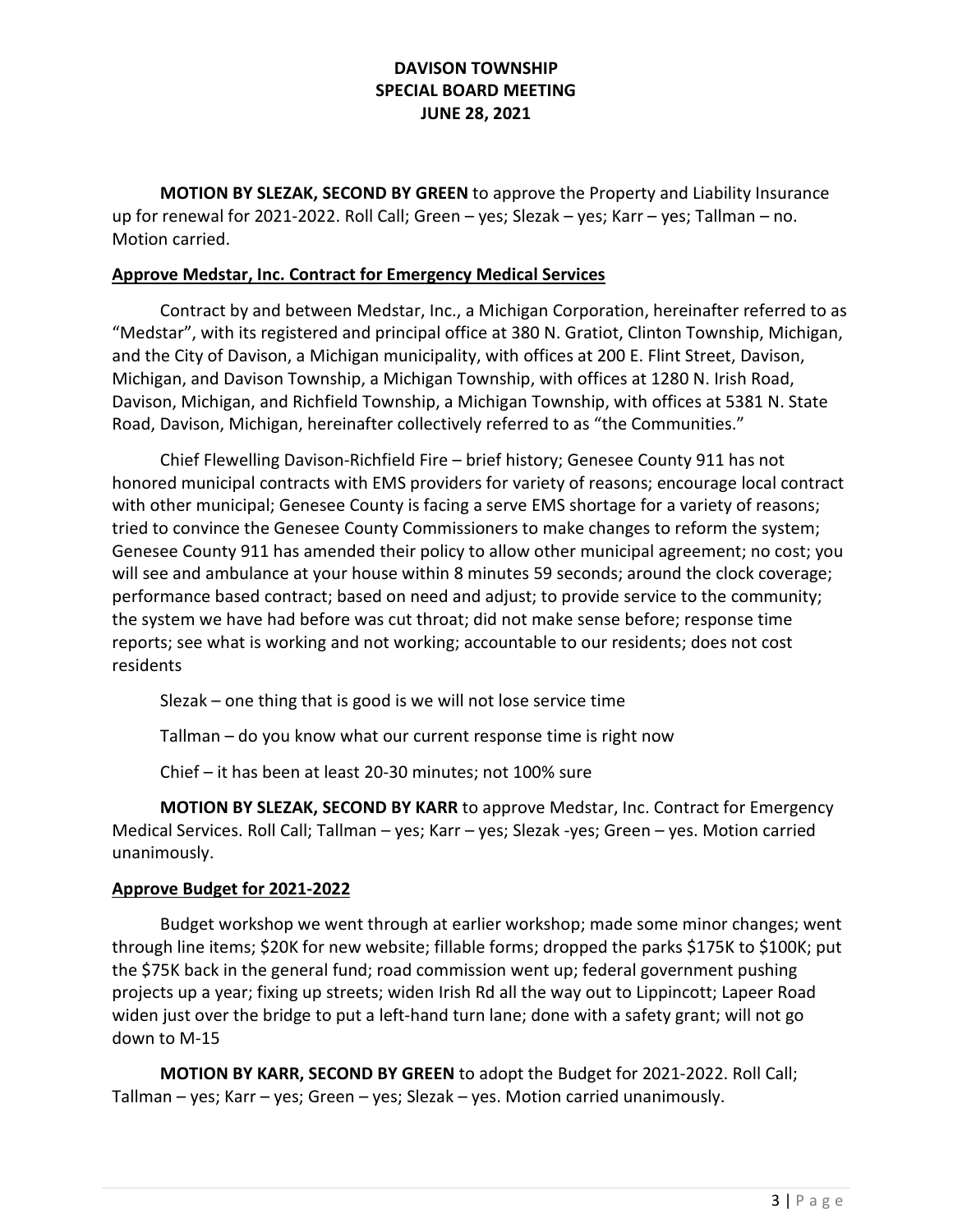**MOTION BY SLEZAK, SECOND BY GREEN** to approve the Property and Liability Insurance up for renewal for 2021-2022. Roll Call; Green – yes; Slezak – yes; Karr – yes; Tallman – no. Motion carried.

**Approve Medstar, Inc. Contract for Emergency Medical Services**

Contract by and between Medstar, Inc., a Michigan Corporation, hereinafter referred to as "Medstar", with its registered and principal office at 380 N. Gratiot, Clinton Township, Michigan, and the City of Davison, a Michigan municipality, with offices at 200 E. Flint Street, Davison, Michigan, and Davison Township, a Michigan Township, with offices at 1280 N. Irish Road, Davison, Michigan, and Richfield Township, a Michigan Township, with offices at 5381 N. State Road, Davison, Michigan, hereinafter collectively referred to as "the Communities."

Chief Flewelling Davison-Richfield Fire – brief history; Genesee County 911 has not honored municipal contracts with EMS providers for variety of reasons; encourage local contract with other municipal; Genesee County is facing a serve EMS shortage for a variety of reasons; tried to convince the Genesee County Commissioners to make changes to reform the system; Genesee County 911 has amended their policy to allow other municipal agreement; no cost; you will see and ambulance at your house within 8 minutes 59 seconds; around the clock coverage; performance based contract; based on need and adjust; to provide service to the community; the system we have had before was cut throat; did not make sense before; response time reports; see what is working and not working; accountable to our residents; does not cost residents

Slezak – one thing that is good is we will not lose service time

Tallman – do you know what our current response time is right now

Chief – it has been at least 20-30 minutes; not 100% sure

**MOTION BY SLEZAK, SECOND BY KARR** to approve Medstar, Inc. Contract for Emergency Medical Services. Roll Call; Tallman – yes; Karr – yes; Slezak -yes; Green – yes. Motion carried unanimously.

**Approve Budget for 2021-2022**

Budget workshop we went through at earlier workshop; made some minor changes; went through line items; $20K for new website; fillable forms; dropped the parks $175K to $100K; put the $75K back in the general fund; road commission went up; federal government pushing projects up a year; fixing up streets; widen Irish Rd all the way out to Lippincott; Lapeer Road widen just over the bridge to put a left-hand turn lane; done with a safety grant; will not go down to M-15

**MOTION BY KARR, SECOND BY GREEN** to adopt the Budget for 2021-2022. Roll Call; Tallman – yes; Karr – yes; Green – yes; Slezak – yes. Motion carried unanimously.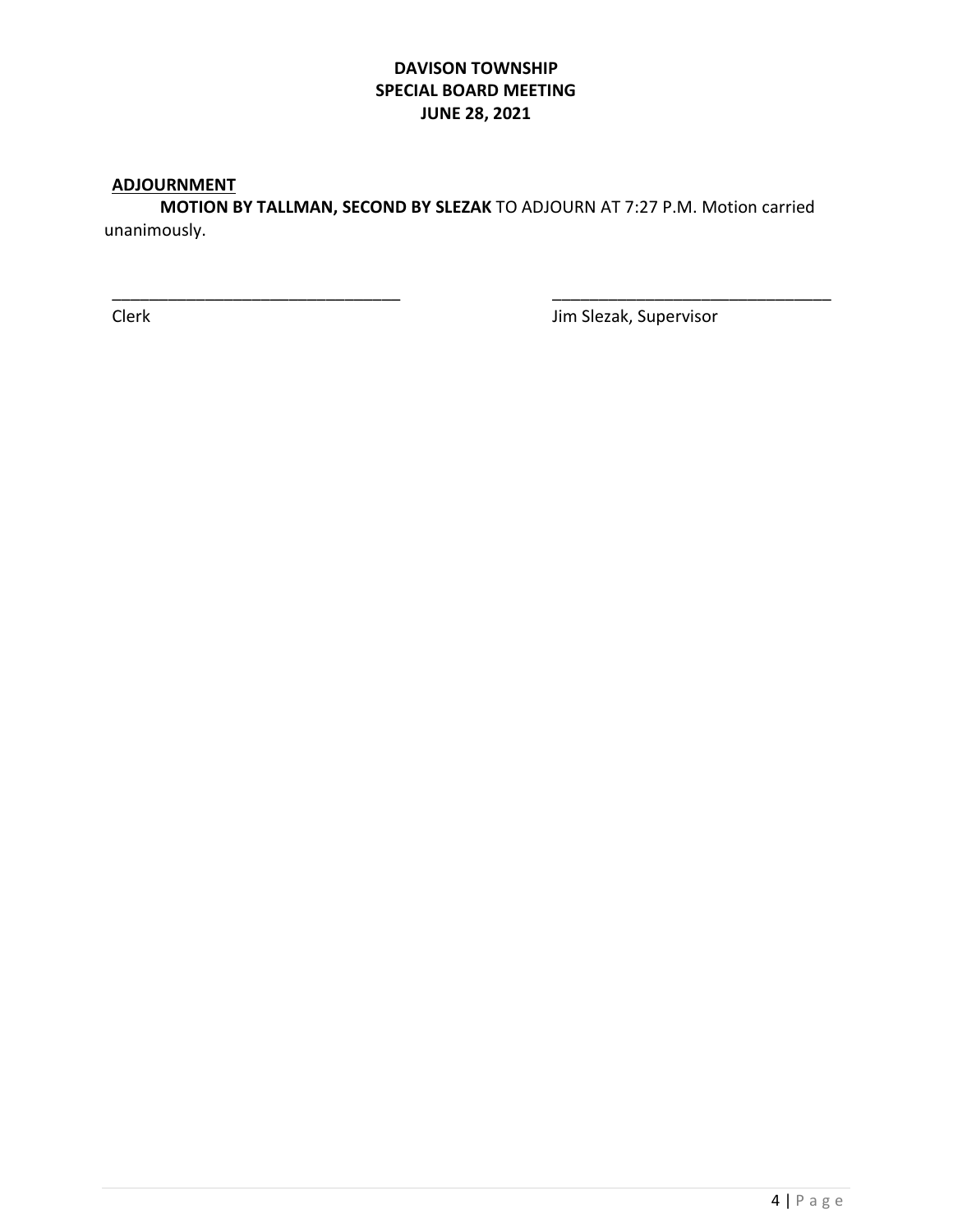**ADJOURNMENT**

**MOTION BY TALLMAN, SECOND BY SLEZAK** TO ADJOURN AT 7:27 P.M. Motion carried unanimously.

_______________________________ 
Clerk

_______________________________ 
Jim Slezak, Supervisor